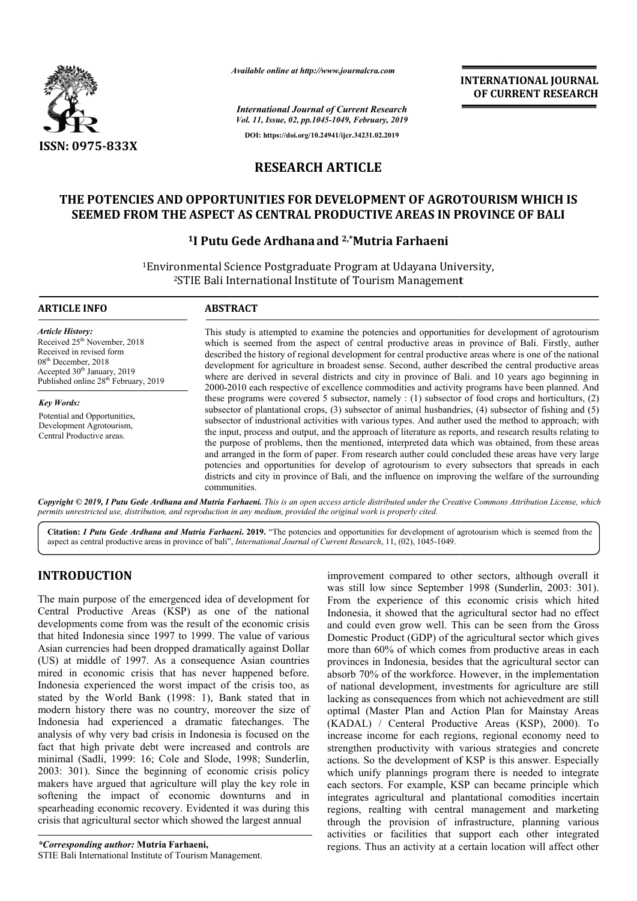*Available online at http://www.journalcra.com*

*International Journal of Current Research*
*Vol. 11, Issue, 02, pp.1045-1049, February, 2019*

**DOI: https://doi.org/10.24941/ijcr.34231.02.2019**

**INTERNATIONAL JOURNAL OF CURRENT RESEARCH**

**ISSN: 0975-833X**

## RESEARCH ARTICLE

# THE POTENCIES AND OPPORTUNITIES FOR DEVELOPMENT OF AGROTOURISM WHICH IS SEEMED FROM THE ASPECT AS CENTRAL PRODUCTIVE AREAS IN PROVINCE OF BALI

**[1]I Putu Gede Ardhana and [2,*]Mutria Farhaeni**

[1]Environmental Science Postgraduate Program at Udayana University,
[2]STIE Bali International Institute of Tourism Management

### ARTICLE INFO

*Article History:*
Received 25th November, 2018
Received in revised form
08th December, 2018
Accepted 30th January, 2019
Published online 28th February, 2019

*Key Words:*
Potential and Opportunities, Development Agrotourism, Central Productive areas.

### ABSTRACT

This study is attempted to examine the potencies and opportunities for development of agrotourism which is seemed from the aspect of central productive areas in province of Bali. Firstly, auther described the history of regional development for central productive areas where is one of the national development for agriculture in broadest sense. Second, auther described the central productive areas where are derived in several districts and city in province of Bali. and 10 years ago beginning in 2000-2010 each respective of excellence commodities and activity programs have been planned. And these programs were covered 5 subsector, namely : (1) subsector of food crops and horticulturs, (2) subsector of plantational crops, (3) subsector of animal husbandries, (4) subsector of fishing and (5) subsector of industrional activities with various types. And auther used the method to approach; with the input, process and output, and the approach of literature as reports, and research results relating to the purpose of problems, then the mentioned, interpreted data which was obtained, from these areas and arranged in the form of paper. From research auther could concluded these areas have very large potencies and opportunities for develop of agrotourism to every subsectors that spreads in each districts and city in province of Bali, and the influence on improving the welfare of the surrounding communities.

*Copyright © 2019, I Putu Gede Ardhana and Mutria Farhaeni. This is an open access article distributed under the Creative Commons Attribution License, which permits unrestricted use, distribution, and reproduction in any medium, provided the original work is properly cited.*

**Citation:** *I Putu Gede Ardhana and Mutria Farhaeni.* **2019.** "The potencies and opportunities for development of agrotourism which is seemed from the aspect as central productive areas in province of bali", *International Journal of Current Research*, 11, (02), 1045-1049.

## INTRODUCTION

The main purpose of the emergenced idea of development for Central Productive Areas (KSP) as one of the national developments come from was the result of the economic crisis that hited Indonesia since 1997 to 1999. The value of various Asian currencies had been dropped dramatically against Dollar (US) at middle of 1997. As a consequence Asian countries mired in economic crisis that has never happened before. Indonesia experienced the worst impact of the crisis too, as stated by the World Bank (1998: 1), Bank stated that in modern history there was no country, moreover the size of Indonesia had experienced a dramatic fatechanges. The analysis of why very bad crisis in Indonesia is focused on the fact that high private debt were increased and controls are minimal (Sadli, 1999: 16; Cole and Slode, 1998; Sunderlin, 2003: 301). Since the beginning of economic crisis policy makers have argued that agriculture will play the key role in softening the impact of economic downturns and in spearheading economic recovery. Evidented it was during this crisis that agricultural sector which showed the largest annual improvement compared to other sectors, although overall it was still low since September 1998 (Sunderlin, 2003: 301). From the experience of this economic crisis which hited Indonesia, it showed that the agricultural sector had no effect and could even grow well. This can be seen from the Gross Domestic Product (GDP) of the agricultural sector which gives more than 60% of which comes from productive areas in each provinces in Indonesia, besides that the agricultural sector can absorb 70% of the workforce. However, in the implementation of national development, investments for agriculture are still lacking as consequences from which not achievedment are still optimal (Master Plan and Action Plan for Mainstay Areas (KADAL) / Centeral Productive Areas (KSP), 2000). To increase income for each regions, regional economy need to strengthen productivity with various strategies and concrete actions. So the development of KSP is this answer. Especially which unify plannings program there is needed to integrate each sectors. For example, KSP can became principle which integrates agricultural and plantational comodities incertain regions, realting with central management and marketing through the provision of infrastructure, planning various activities or facilities that support each other integrated regions. Thus an activity at a certain location will affect other

*\*Corresponding author:* **Mutria Farhaeni,**
STIE Bali International Institute of Tourism Management.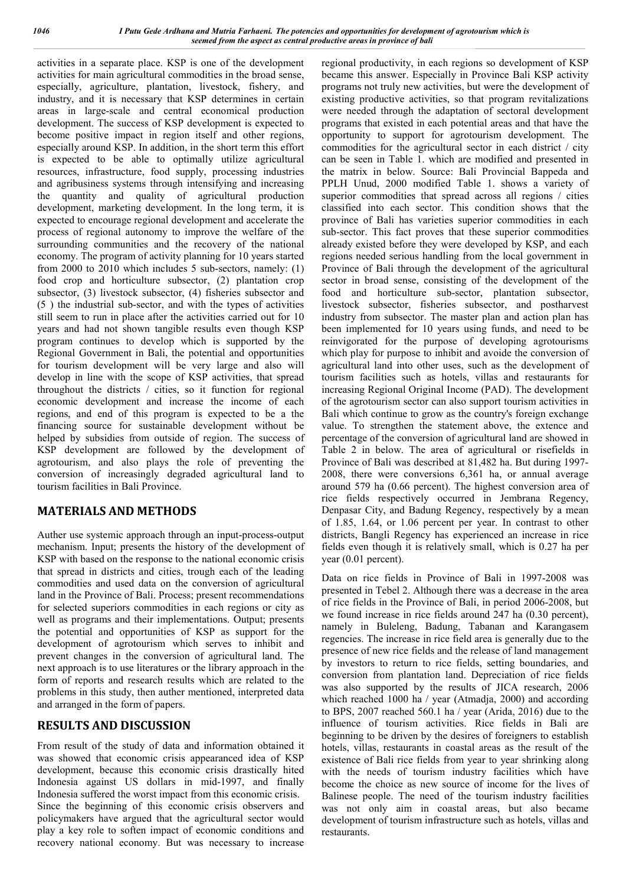activities in a separate place. KSP is one of the development activities for main agricultural commodities in the broad sense, especially, agriculture, plantation, livestock, fishery, and industry, and it is necessary that KSP determines in certain areas in large-scale and central economical production development. The success of KSP development is expected to become positive impact in region itself and other regions, especially around KSP. In addition, in the short term this effort is expected to be able to optimally utilize agricultural resources, infrastructure, food supply, processing industries and agribusiness systems through intensifying and increasing the quantity and quality of agricultural production development, marketing development. In the long term, it is expected to encourage regional development and accelerate the process of regional autonomy to improve the welfare of the surrounding communities and the recovery of the national economy. The program of activity planning for 10 years started from 2000 to 2010 which includes 5 sub-sectors, namely: (1) food crop and horticulture subsector, (2) plantation crop subsector, (3) livestock subsector, (4) fisheries subsector and (5 ) the industrial sub-sector, and with the types of activities still seem to run in place after the activities carried out for 10 years and had not shown tangible results even though KSP program continues to develop which is supported by the Regional Government in Bali, the potential and opportunities for tourism development will be very large and also will develop in line with the scope of KSP activities, that spread throughout the districts / cities, so it function for regional economic development and increase the income of each regions, and end of this program is expected to be a the financing source for sustainable development without be helped by subsidies from outside of region. The success of KSP development are followed by the development of agrotourism, and also plays the role of preventing the conversion of increasingly degraded agricultural land to tourism facilities in Bali Province.

## MATERIALS AND METHODS

Auther use systemic approach through an input-process-output mechanism. Input; presents the history of the development of KSP with based on the response to the national economic crisis that spread in districts and cities, trough each of the leading commodities and used data on the conversion of agricultural land in the Province of Bali. Process; present recommendations for selected superiors commodities in each regions or city as well as programs and their implementations. Output; presents the potential and opportunities of KSP as support for the development of agrotourism which serves to inhibit and prevent changes in the conversion of agricultural land. The next approach is to use literatures or the library approach in the form of reports and research results which are related to the problems in this study, then auther mentioned, interpreted data and arranged in the form of papers.

## RESULTS AND DISCUSSION

From result of the study of data and information obtained it was showed that economic crisis appearanced idea of KSP development, because this economic crisis drastically hited Indonesia against US dollars in mid-1997, and finally Indonesia suffered the worst impact from this economic crisis. Since the beginning of this economic crisis observers and policymakers have argued that the agricultural sector would play a key role to soften impact of economic conditions and recovery national economy. But was necessary to increase regional productivity, in each regions so development of KSP became this answer. Especially in Province Bali KSP activity programs not truly new activities, but were the development of existing productive activities, so that program revitalizations were needed through the adaptation of sectoral development programs that existed in each potential areas and that have the opportunity to support for agrotourism development. The commodities for the agricultural sector in each district / city can be seen in Table 1. which are modified and presented in the matrix in below. Source: Bali Provincial Bappeda and PPLH Unud, 2000 modified Table 1. shows a variety of superior commodities that spread across all regions / cities classified into each sector. This condition shows that the province of Bali has varieties superior commodities in each sub-sector. This fact proves that these superior commodities already existed before they were developed by KSP, and each regions needed serious handling from the local government in Province of Bali through the development of the agricultural sector in broad sense, consisting of the development of the food and horticulture sub-sector, plantation subsector, livestock subsector, fisheries subsector, and postharvest industry from subsector. The master plan and action plan has been implemented for 10 years using funds, and need to be reinvigorated for the purpose of developing agrotourisms which play for purpose to inhibit and avoide the conversion of agricultural land into other uses, such as the development of tourism facilities such as hotels, villas and restaurants for increasing Regional Original Income (PAD). The development of the agrotourism sector can also support tourism activities in Bali which continue to grow as the country's foreign exchange value. To strengthen the statement above, the extence and percentage of the conversion of agricultural land are showed in Table 2 in below. The area of agricultural or risefields in Province of Bali was described at 81,482 ha. But during 1997-2008, there were conversions 6,361 ha, or annual average around 579 ha (0.66 percent). The highest conversion area of rice fields respectively occurred in Jembrana Regency, Denpasar City, and Badung Regency, respectively by a mean of 1.85, 1.64, or 1.06 percent per year. In contrast to other districts, Bangli Regency has experienced an increase in rice fields even though it is relatively small, which is 0.27 ha per year (0.01 percent).

Data on rice fields in Province of Bali in 1997-2008 was presented in Tebel 2. Although there was a decrease in the area of rice fields in the Province of Bali, in period 2006-2008, but we found increase in rice fields around 247 ha (0.30 percent), namely in Buleleng, Badung, Tabanan and Karangasem regencies. The increase in rice field area is generally due to the presence of new rice fields and the release of land management by investors to return to rice fields, setting boundaries, and conversion from plantation land. Depreciation of rice fields was also supported by the results of JICA research, 2006 which reached 1000 ha / year (Atmadja, 2000) and according to BPS, 2007 reached 560.1 ha / year (Arida, 2016) due to the influence of tourism activities. Rice fields in Bali are beginning to be driven by the desires of foreigners to establish hotels, villas, restaurants in coastal areas as the result of the existence of Bali rice fields from year to year shrinking along with the needs of tourism industry facilities which have become the choice as new source of income for the lives of Balinese people. The need of the tourism industry facilities was not only aim in coastal areas, but also became development of tourism infrastructure such as hotels, villas and restaurants.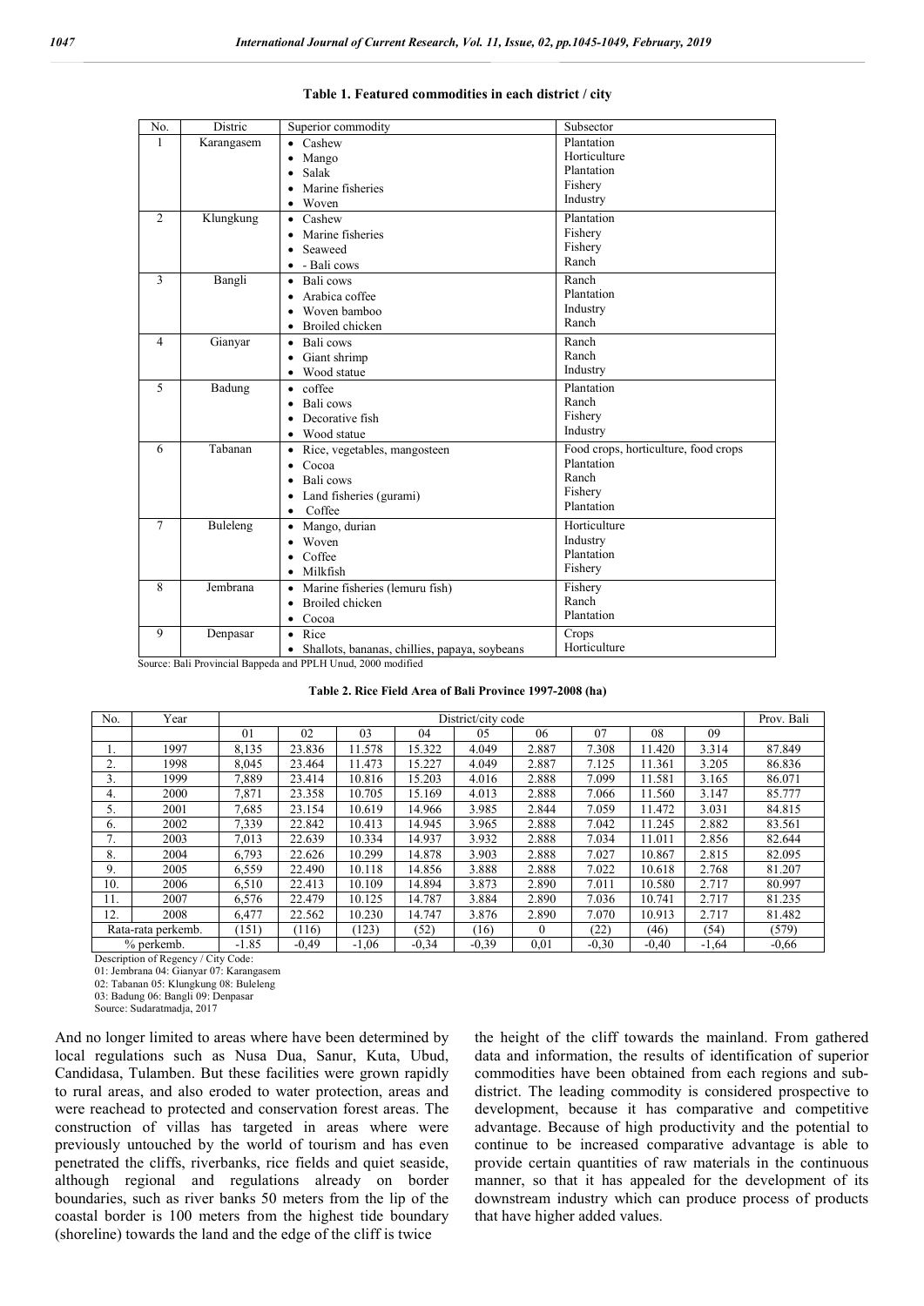**Table 1. Featured commodities in each district / city**

| No. | Distric | Superior commodity | Subsector |
|---|---|---|---|
| 1 | Karangasem | • Cashew<br>• Mango<br>• Salak<br>• Marine fisheries<br>• Woven | Plantation<br>Horticulture<br>Plantation<br>Fishery<br>Industry |
| 2 | Klungkung | • Cashew<br>• Marine fisheries<br>• Seaweed<br>• - Bali cows | Plantation<br>Fishery<br>Fishery<br>Ranch |
| 3 | Bangli | • Bali cows<br>• Arabica coffee<br>• Woven bamboo<br>• Broiled chicken | Ranch<br>Plantation<br>Industry<br>Ranch |
| 4 | Gianyar | • Bali cows<br>• Giant shrimp<br>• Wood statue | Ranch<br>Ranch<br>Industry |
| 5 | Badung | • coffee<br>• Bali cows<br>• Decorative fish<br>• Wood statue | Plantation<br>Ranch<br>Fishery<br>Industry |
| 6 | Tabanan | • Rice, vegetables, mangosteen<br>• Cocoa<br>• Bali cows<br>• Land fisheries (gurami)<br>• Coffee | Food crops, horticulture, food crops<br>Plantation<br>Ranch<br>Fishery<br>Plantation |
| 7 | Buleleng | • Mango, durian<br>• Woven<br>• Coffee<br>• Milkfish | Horticulture<br>Industry<br>Plantation<br>Fishery |
| 8 | Jembrana | • Marine fisheries (lemuru fish)<br>• Broiled chicken<br>• Cocoa | Fishery<br>Ranch<br>Plantation |
| 9 | Denpasar | • Rice<br>• Shallots, bananas, chillies, papaya, soybeans | Crops<br>Horticulture |

Source: Bali Provincial Bappeda and PPLH Unud, 2000 modified

**Table 2. Rice Field Area of Bali Province 1997-2008 (ha)**

| No. | Year | District/city code | | | | | | | | | Prov. Bali |
|---|---|---|---|---|---|---|---|---|---|---|---|
| | | 01 | 02 | 03 | 04 | 05 | 06 | 07 | 08 | 09 | |
| 1. | 1997 | 8,135 | 23.836 | 11.578 | 15.322 | 4.049 | 2.887 | 7.308 | 11.420 | 3.314 | 87.849 |
| 2. | 1998 | 8,045 | 23.464 | 11.473 | 15.227 | 4.049 | 2.887 | 7.125 | 11.361 | 3.205 | 86.836 |
| 3. | 1999 | 7,889 | 23.414 | 10.816 | 15.203 | 4.016 | 2.888 | 7.099 | 11.581 | 3.165 | 86.071 |
| 4. | 2000 | 7,871 | 23.358 | 10.705 | 15.169 | 4.013 | 2.888 | 7.066 | 11.560 | 3.147 | 85.777 |
| 5. | 2001 | 7,685 | 23.154 | 10.619 | 14.966 | 3.985 | 2.844 | 7.059 | 11.472 | 3.031 | 84.815 |
| 6. | 2002 | 7,339 | 22.842 | 10.413 | 14.945 | 3.965 | 2.888 | 7.042 | 11.245 | 2.882 | 83.561 |
| 7. | 2003 | 7,013 | 22.639 | 10.334 | 14.937 | 3.932 | 2.888 | 7.034 | 11.011 | 2.856 | 82.644 |
| 8. | 2004 | 6,793 | 22.626 | 10.299 | 14.878 | 3.903 | 2.888 | 7.027 | 10.867 | 2.815 | 82.095 |
| 9. | 2005 | 6,559 | 22.490 | 10.118 | 14.856 | 3.888 | 2.888 | 7.022 | 10.618 | 2.768 | 81.207 |
| 10. | 2006 | 6,510 | 22.413 | 10.109 | 14.894 | 3.873 | 2.890 | 7.011 | 10.580 | 2.717 | 80.997 |
| 11. | 2007 | 6,576 | 22.479 | 10.125 | 14.787 | 3.884 | 2.890 | 7.036 | 10.741 | 2.717 | 81.235 |
| 12. | 2008 | 6,477 | 22.562 | 10.230 | 14.747 | 3.876 | 2.890 | 7.070 | 10.913 | 2.717 | 81.482 |
| Rata-rata perkemb. | | (151) | (116) | (123) | (52) | (16) | 0 | (22) | (46) | (54) | (579) |
| % perkemb. | | -1.85 | -0,49 | -1,06 | -0,34 | -0,39 | 0,01 | -0,30 | -0,40 | -1,64 | -0,66 |

Description of Regency / City Code:
01: Jembrana 04: Gianyar 07: Karangasem
02: Tabanan 05: Klungkung 08: Buleleng
03: Badung 06: Bangli 09: Denpasar
Source: Sudaratmadja, 2017

And no longer limited to areas where have been determined by local regulations such as Nusa Dua, Sanur, Kuta, Ubud, Candidasa, Tulamben. But these facilities were grown rapidly to rural areas, and also eroded to water protection, areas and were reachead to protected and conservation forest areas. The construction of villas has targeted in areas where were previously untouched by the world of tourism and has even penetrated the cliffs, riverbanks, rice fields and quiet seaside, although regional and regulations already on border boundaries, such as river banks 50 meters from the lip of the coastal border is 100 meters from the highest tide boundary (shoreline) towards the land and the edge of the cliff is twice the height of the cliff towards the mainland. From gathered data and information, the results of identification of superior commodities have been obtained from each regions and sub-district. The leading commodity is considered prospective to development, because it has comparative and competitive advantage. Because of high productivity and the potential to continue to be increased comparative advantage is able to provide certain quantities of raw materials in the continuous manner, so that it has appealed for the development of its downstream industry which can produce process of products that have higher added values.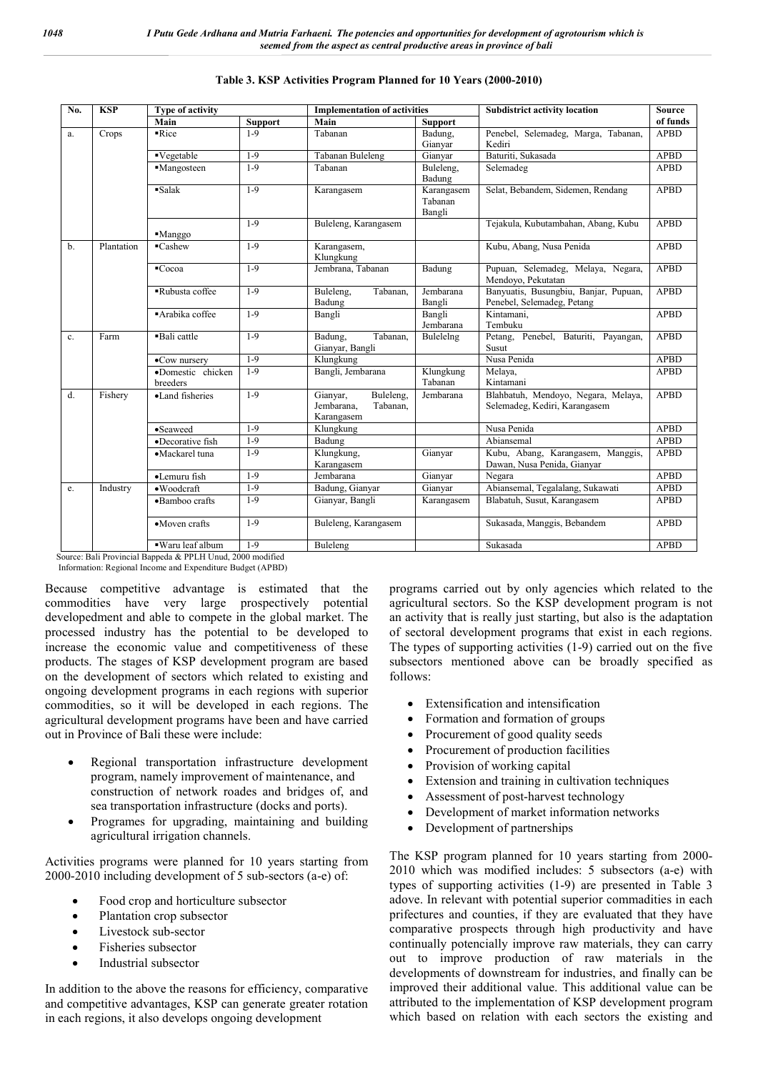**Table 3. KSP Activities Program Planned for 10 Years (2000-2010)**

| No. | KSP | Type of activity | | Implementation of activities | | Subdistrict activity location | Source of funds |
|---|---|---|---|---|---|---|---|
| | | Main | Support | Main | Support | | |
| a. | Crops | ▪Rice | 1-9 | Tabanan | Badung, Gianyar | Penebel, Selemadeg, Marga, Tabanan, Kediri | APBD |
| | | ▪Vegetable | 1-9 | Tabanan Buleleng | Gianyar | Baturiti, Sukasada | APBD |
| | | ▪Mangosteen | 1-9 | Tabanan | Buleleng, Badung | Selemadeg | APBD |
| | | ▪Salak | 1-9 | Karangasem | Karangasem Tabanan Bangli | Selat, Bebandem, Sidemen, Rendang | APBD |
| | | ▪Manggo | 1-9 | Buleleng, Karangasem | | Tejakula, Kubutambahan, Abang, Kubu | APBD |
| b. | Plantation | ▪Cashew | 1-9 | Karangasem, Klungkung | | Kubu, Abang, Nusa Penida | APBD |
| | | ▪Cocoa | 1-9 | Jembrana, Tabanan | Badung | Pupuan, Selemadeg, Melaya, Negara, Mendoyo, Pekutatan | APBD |
| | | ▪Rubusta coffee | 1-9 | Buleleng, Tabanan, Badung | Jembarana Bangli | Banyuatis, Busungbiu, Banjar, Pupuan, Penebel, Selemadeg, Petang | APBD |
| | | ▪Arabika coffee | 1-9 | Bangli | Bangli Jembarana | Kintamani, Tembuku | APBD |
| c. | Farm | ▪Bali cattle | 1-9 | Badung, Tabanan, Gianyar, Bangli | Bulelelng | Petang, Penebel, Baturiti, Payangan, Susut | APBD |
| | | •Cow nursery | 1-9 | Klungkung | | Nusa Penida | APBD |
| | | •Domestic chicken breeders | 1-9 | Bangli, Jembarana | Klungkung Tabanan | Melaya, Kintamani | APBD |
| d. | Fishery | •Land fisheries | 1-9 | Gianyar, Buleleng, Jembarana, Tabanan, Karangasem | Jembarana | Blahbatuh, Mendoyo, Negara, Melaya, Selemadeg, Kediri, Karangasem | APBD |
| | | •Seaweed | 1-9 | Klungkung | | Nusa Penida | APBD |
| | | •Decorative fish | 1-9 | Badung | | Abiansemal | APBD |
| | | •Mackarel tuna | 1-9 | Klungkung, Karangasem | Gianyar | Kubu, Abang, Karangasem, Manggis, Dawan, Nusa Penida, Gianyar | APBD |
| | | •Lemuru fish | 1-9 | Jembarana | Gianyar | Negara | APBD |
| e. | Industry | •Woodcraft | 1-9 | Badung, Gianyar | Gianyar | Abiansemal, Tegalalang, Sukawati | APBD |
| | | •Bamboo crafts | 1-9 | Gianyar, Bangli | Karangasem | Blabatuh, Susut, Karangasem | APBD |
| | | •Moven crafts | 1-9 | Buleleng, Karangasem | | Sukasada, Manggis, Bebandem | APBD |
| | | ▪Waru leaf album | 1-9 | Buleleng | | Sukasada | APBD |

Source: Bali Provincial Bappeda & PPLH Unud, 2000 modified
Information: Regional Income and Expenditure Budget (APBD)

Because competitive advantage is estimated that the commodities have very large prospectively potential developedment and able to compete in the global market. The processed industry has the potential to be developed to increase the economic value and competitiveness of these products. The stages of KSP development program are based on the development of sectors which related to existing and ongoing development programs in each regions with superior commodities, so it will be developed in each regions. The agricultural development programs have been and have carried out in Province of Bali these were include:

- Regional transportation infrastructure development program, namely improvement of maintenance, and construction of network roades and bridges of, and sea transportation infrastructure (docks and ports).
- Programes for upgrading, maintaining and building agricultural irrigation channels.

Activities programs were planned for 10 years starting from 2000-2010 including development of 5 sub-sectors (a-e) of:

- Food crop and horticulture subsector
- Plantation crop subsector
- Livestock sub-sector
- Fisheries subsector
- Industrial subsector

In addition to the above the reasons for efficiency, comparative and competitive advantages, KSP can generate greater rotation in each regions, it also develops ongoing development programs carried out by only agencies which related to the agricultural sectors. So the KSP development program is not an activity that is really just starting, but also is the adaptation of sectoral development programs that exist in each regions. The types of supporting activities (1-9) carried out on the five subsectors mentioned above can be broadly specified as follows:

- Extensification and intensification
- Formation and formation of groups
- Procurement of good quality seeds
- Procurement of production facilities
- Provision of working capital
- Extension and training in cultivation techniques
- Assessment of post-harvest technology
- Development of market information networks
- Development of partnerships

The KSP program planned for 10 years starting from 2000-2010 which was modified includes: 5 subsectors (a-e) with types of supporting activities (1-9) are presented in Table 3 adove. In relevant with potential superior commodities in each prifectures and counties, if they are evaluated that they have comparative prospects through high productivity and have continually potencially improve raw materials, they can carry out to improve production of raw materials in the developments of downstream for industries, and finally can be improved their additional value. This additional value can be attributed to the implementation of KSP development program which based on relation with each sectors the existing and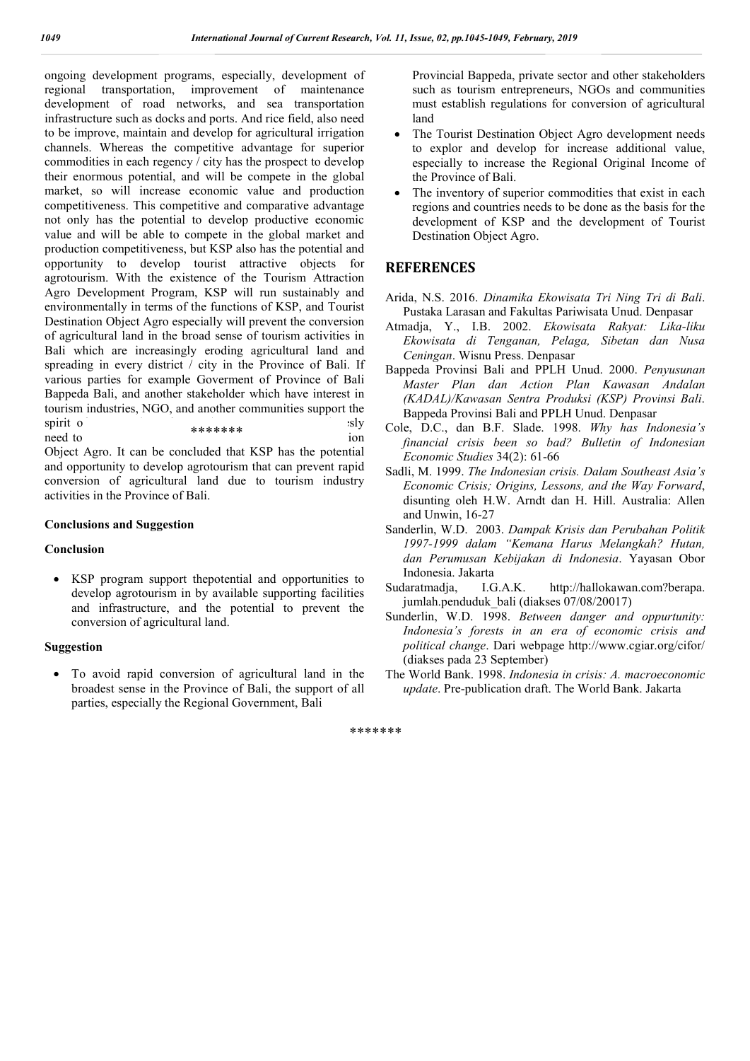ongoing development programs, especially, development of regional transportation, improvement of maintenance development of road networks, and sea transportation infrastructure such as docks and ports. And rice field, also need to be improve, maintain and develop for agricultural irrigation channels. Whereas the competitive advantage for superior commodities in each regency / city has the prospect to develop their enormous potential, and will be compete in the global market, so will increase economic value and production competitiveness. This competitive and comparative advantage not only has the potential to develop productive economic value and will be able to compete in the global market and production competitiveness, but KSP also has the potential and opportunity to develop tourist attractive objects for agrotourism. With the existence of the Tourism Attraction Agro Development Program, KSP will run sustainably and environmentally in terms of the functions of KSP, and Tourist Destination Object Agro especially will prevent the conversion of agricultural land in the broad sense of tourism activities in Bali which are increasingly eroding agricultural land and spreading in every district / city in the Province of Bali. If various parties for example Goverment of Province of Bali Bappeda Bali, and another stakeholder which have interest in tourism industries, NGO, and another communities support the spirit o ******* sly need to ion Object Agro. It can be concluded that KSP has the potential and opportunity to develop agrotourism that can prevent rapid conversion of agricultural land due to tourism industry activities in the Province of Bali.

### Conclusions and Suggestion

### Conclusion

- KSP program support thepotential and opportunities to develop agrotourism in by available supporting facilities and infrastructure, and the potential to prevent the conversion of agricultural land.

### Suggestion

- To avoid rapid conversion of agricultural land in the broadest sense in the Province of Bali, the support of all parties, especially the Regional Government, Bali Provincial Bappeda, private sector and other stakeholders such as tourism entrepreneurs, NGOs and communities must establish regulations for conversion of agricultural land
- The Tourist Destination Object Agro development needs to explor and develop for increase additional value, especially to increase the Regional Original Income of the Province of Bali.
- The inventory of superior commodities that exist in each regions and countries needs to be done as the basis for the development of KSP and the development of Tourist Destination Object Agro.

## REFERENCES

Arida, N.S. 2016. *Dinamika Ekowisata Tri Ning Tri di Bali*. Pustaka Larasan and Fakultas Pariwisata Unud. Denpasar

Atmadja, Y., I.B. 2002. *Ekowisata Rakyat: Lika-liku Ekowisata di Tenganan, Pelaga, Sibetan dan Nusa Ceningan*. Wisnu Press. Denpasar

Bappeda Provinsi Bali and PPLH Unud. 2000. *Penyusunan Master Plan dan Action Plan Kawasan Andalan (KADAL)/Kawasan Sentra Produksi (KSP) Provinsi Bali*. Bappeda Provinsi Bali and PPLH Unud. Denpasar

Cole, D.C., dan B.F. Slade. 1998. *Why has Indonesia's financial crisis been so bad? Bulletin of Indonesian Economic Studies* 34(2): 61-66

Sadli, M. 1999. *The Indonesian crisis. Dalam Southeast Asia's Economic Crisis; Origins, Lessons, and the Way Forward*, disunting oleh H.W. Arndt dan H. Hill. Australia: Allen and Unwin, 16-27

Sanderlin, W.D. 2003. *Dampak Krisis dan Perubahan Politik 1997-1999 dalam "Kemana Harus Melangkah? Hutan, dan Perumusan Kebijakan di Indonesia*. Yayasan Obor Indonesia. Jakarta

Sudaratmadja, I.G.A.K. http://hallokawan.com?berapa.jumlah.penduduk_bali (diakses 07/08/20017)

Sunderlin, W.D. 1998. *Between danger and oppurtunity: Indonesia's forests in an era of economic crisis and political change*. Dari webpage http://www.cgiar.org/cifor/ (diakses pada 23 September)

The World Bank. 1998. *Indonesia in crisis: A. macroeconomic update*. Pre-publication draft. The World Bank. Jakarta

*******